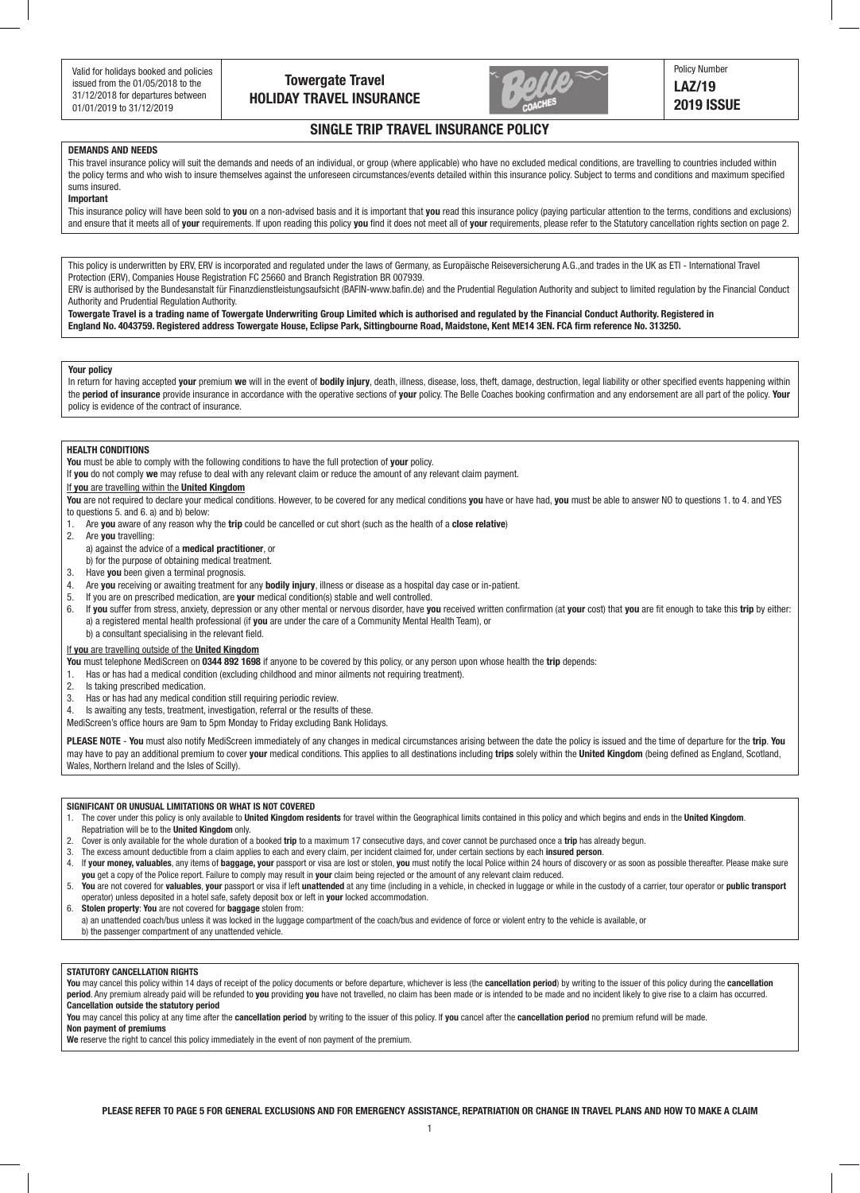Valid for holidays booked and policies issued from the 01/05/2018 to the 31/12/2018 for departures between 01/01/2019 to 31/12/2019

# Towergate Travel HOLIDAY TRAVEL INSURANCE

Policy Number
**LAZ/19**
**2019 ISSUE**

## SINGLE TRIP TRAVEL INSURANCE POLICY

### DEMANDS AND NEEDS

This travel insurance policy will suit the demands and needs of an individual, or group (where applicable) who have no excluded medical conditions, are travelling to countries included within the policy terms and who wish to insure themselves against the unforeseen circumstances/events detailed within this insurance policy. Subject to terms and conditions and maximum specified sums insured.

**Important**

This insurance policy will have been sold to **you** on a non-advised basis and it is important that **you** read this insurance policy (paying particular attention to the terms, conditions and exclusions) and ensure that it meets all of **your** requirements. If upon reading this policy **you** find it does not meet all of **your** requirements, please refer to the Statutory cancellation rights section on page 2.

This policy is underwritten by ERV, ERV is incorporated and regulated under the laws of Germany, as Europäische Reiseversicherung A.G.,and trades in the UK as ETI - International Travel Protection (ERV), Companies House Registration FC 25660 and Branch Registration BR 007939.

ERV is authorised by the Bundesanstalt für Finanzdienstleistungsaufsicht (BAFIN-www.bafin.de) and the Prudential Regulation Authority and subject to limited regulation by the Financial Conduct Authority and Prudential Regulation Authority.

**Towergate Travel is a trading name of Towergate Underwriting Group Limited which is authorised and regulated by the Financial Conduct Authority. Registered in England No. 4043759. Registered address Towergate House, Eclipse Park, Sittingbourne Road, Maidstone, Kent ME14 3EN. FCA firm reference No. 313250.**

### Your policy

In return for having accepted **your** premium **we** will in the event of **bodily injury**, death, illness, disease, loss, theft, damage, destruction, legal liability or other specified events happening within the **period of insurance** provide insurance in accordance with the operative sections of **your** policy. The Belle Coaches booking confirmation and any endorsement are all part of the policy. **Your** policy is evidence of the contract of insurance.

### HEALTH CONDITIONS

**You** must be able to comply with the following conditions to have the full protection of **your** policy.

If **you** do not comply **we** may refuse to deal with any relevant claim or reduce the amount of any relevant claim payment.

If **you** are travelling within the **United Kingdom**

**You** are not required to declare your medical conditions. However, to be covered for any medical conditions **you** have or have had, **you** must be able to answer NO to questions 1. to 4. and YES to questions 5. and 6. a) and b) below:

1. Are **you** aware of any reason why the **trip** could be cancelled or cut short (such as the health of a **close relative**)
2. Are **you** travelling:
   a) against the advice of a **medical practitioner**, or
   b) for the purpose of obtaining medical treatment.
3. Have **you** been given a terminal prognosis.
4. Are **you** receiving or awaiting treatment for any **bodily injury**, illness or disease as a hospital day case or in-patient.
5. If you are on prescribed medication, are **your** medical condition(s) stable and well controlled.
6. If **you** suffer from stress, anxiety, depression or any other mental or nervous disorder, have **you** received written confirmation (at **your** cost) that **you** are fit enough to take this **trip** by either:
   a) a registered mental health professional (if **you** are under the care of a Community Mental Health Team), or
   b) a consultant specialising in the relevant field.

If **you** are travelling outside of the **United Kingdom**

**You** must telephone MediScreen on **0344 892 1698** if anyone to be covered by this policy, or any person upon whose health the **trip** depends:

1. Has or has had a medical condition (excluding childhood and minor ailments not requiring treatment).
2. Is taking prescribed medication.
3. Has or has had any medical condition still requiring periodic review.
4. Is awaiting any tests, treatment, investigation, referral or the results of these.

MediScreen's office hours are 9am to 5pm Monday to Friday excluding Bank Holidays.

**PLEASE NOTE** - **You** must also notify MediScreen immediately of any changes in medical circumstances arising between the date the policy is issued and the time of departure for the **trip**. **You** may have to pay an additional premium to cover **your** medical conditions. This applies to all destinations including **trips** solely within the **United Kingdom** (being defined as England, Scotland, Wales, Northern Ireland and the Isles of Scilly).

### SIGNIFICANT OR UNUSUAL LIMITATIONS OR WHAT IS NOT COVERED

1. The cover under this policy is only available to **United Kingdom residents** for travel within the Geographical limits contained in this policy and which begins and ends in the **United Kingdom**. Repatriation will be to the **United Kingdom** only.
2. Cover is only available for the whole duration of a booked **trip** to a maximum 17 consecutive days, and cover cannot be purchased once a **trip** has already begun.
3. The excess amount deductible from a claim applies to each and every claim, per incident claimed for, under certain sections by each **insured person**.
4. If **your money, valuables**, any items of **baggage, your** passport or visa are lost or stolen, **you** must notify the local Police within 24 hours of discovery or as soon as possible thereafter. Please make sure **you** get a copy of the Police report. Failure to comply may result in **your** claim being rejected or the amount of any relevant claim reduced.
5. **You** are not covered for **valuables**, **your** passport or visa if left **unattended** at any time (including in a vehicle, in checked in luggage or while in the custody of a carrier, tour operator or **public transport** operator) unless deposited in a hotel safe, safety deposit box or left in **your** locked accommodation.
6. **Stolen property**: **You** are not covered for **baggage** stolen from:
   a) an unattended coach/bus unless it was locked in the luggage compartment of the coach/bus and evidence of force or violent entry to the vehicle is available, or
   b) the passenger compartment of any unattended vehicle.

### STATUTORY CANCELLATION RIGHTS

**You** may cancel this policy within 14 days of receipt of the policy documents or before departure, whichever is less (the **cancellation period**) by writing to the issuer of this policy during the **cancellation period**. Any premium already paid will be refunded to **you** providing **you** have not travelled, no claim has been made or is intended to be made and no incident likely to give rise to a claim has occurred.

**Cancellation outside the statutory period**

**You** may cancel this policy at any time after the **cancellation period** by writing to the issuer of this policy. If **you** cancel after the **cancellation period** no premium refund will be made.

**Non payment of premiums**

**We** reserve the right to cancel this policy immediately in the event of non payment of the premium.

**PLEASE REFER TO PAGE 5 FOR GENERAL EXCLUSIONS AND FOR EMERGENCY ASSISTANCE, REPATRIATION OR CHANGE IN TRAVEL PLANS AND HOW TO MAKE A CLAIM**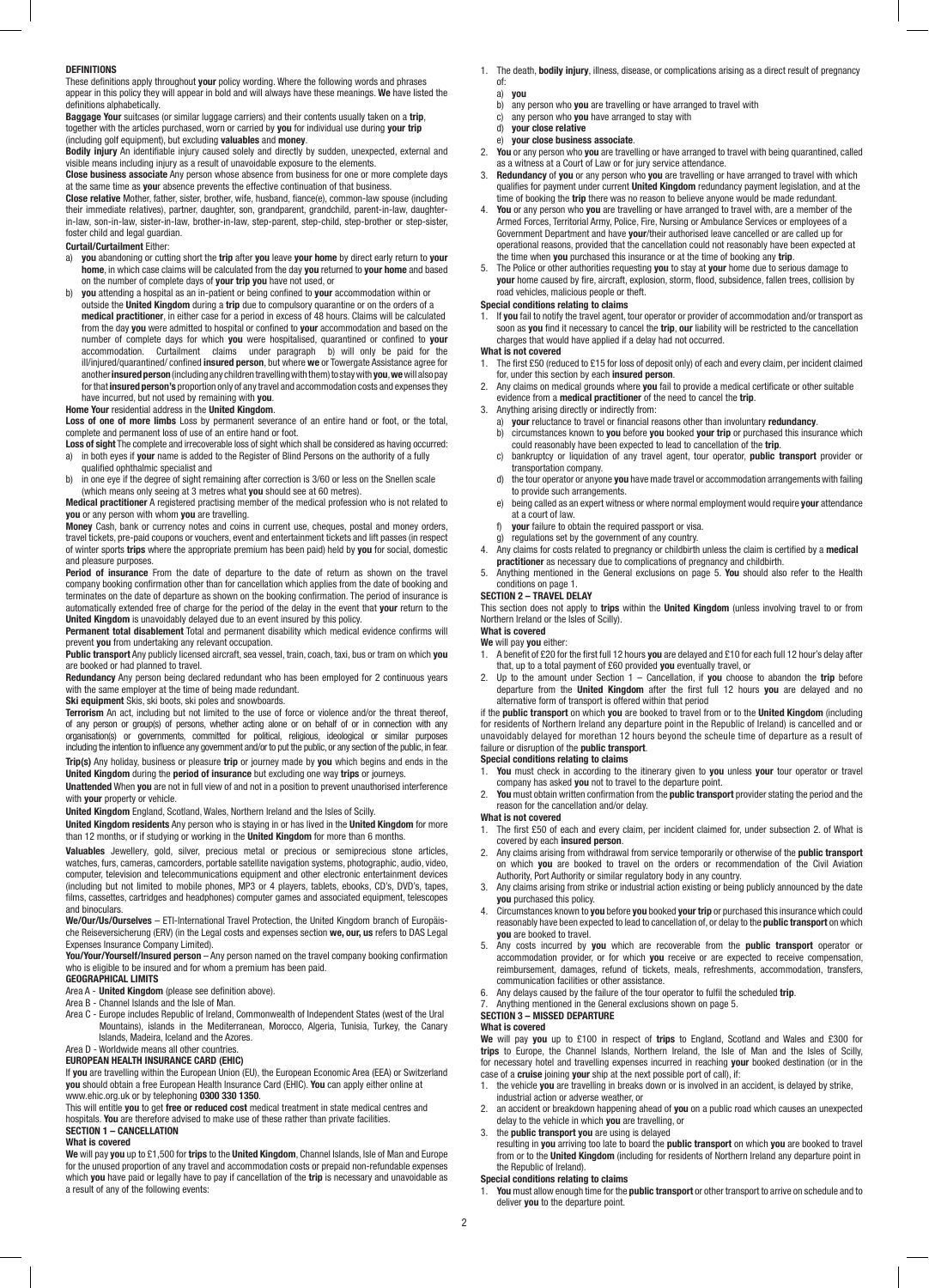## DEFINITIONS

These definitions apply throughout **your** policy wording. Where the following words and phrases appear in this policy they will appear in bold and will always have these meanings. **We** have listed the definitions alphabetically.

**Baggage Your** suitcases (or similar luggage carriers) and their contents usually taken on a **trip**, together with the articles purchased, worn or carried by **you** for individual use during **your trip** (including golf equipment), but excluding **valuables** and **money**.

**Bodily injury** An identifiable injury caused solely and directly by sudden, unexpected, external and visible means including injury as a result of unavoidable exposure to the elements.

**Close business associate** Any person whose absence from business for one or more complete days at the same time as **your** absence prevents the effective continuation of that business.

**Close relative** Mother, father, sister, brother, wife, husband, fiance(e), common-law spouse (including their immediate relatives), partner, daughter, son, grandparent, grandchild, parent-in-law, daughter-in-law, son-in-law, sister-in-law, brother-in-law, step-parent, step-child, step-brother or step-sister, foster child and legal guardian.

**Curtail/Curtailment** Either:

a) **you** abandoning or cutting short the **trip** after **you** leave **your home** by direct early return to **your home**, in which case claims will be calculated from the day **you** returned to **your home** and based on the number of complete days of **your trip you** have not used, or

b) **you** attending a hospital as an in-patient or being confined to **your** accommodation within or outside the **United Kingdom** during a **trip** due to compulsory quarantine or on the orders of a **medical practitioner**, in either case for a period in excess of 48 hours. Claims will be calculated from the day **you** were admitted to hospital or confined to **your** accommodation and based on the number of complete days for which **you** were hospitalised, quarantined or confined to **your** accommodation. Curtailment claims under paragraph b) will only be paid for the ill/injured/quarantined/ confined **insured person**, but where **we** or Towergate Assistance agree for another **insured person** (including any children travelling with them) to stay with **you**, **we** will also pay for that **insured person's** proportion only of any travel and accommodation costs and expenses they have incurred, but not used by remaining with **you**.

**Home Your** residential address in the **United Kingdom**.

**Loss of one of more limbs** Loss by permanent severance of an entire hand or foot, or the total, complete and permanent loss of use of an entire hand or foot.

**Loss of sight** The complete and irrecoverable loss of sight which shall be considered as having occurred:

a) in both eyes if **your** name is added to the Register of Blind Persons on the authority of a fully qualified ophthalmic specialist and

b) in one eye if the degree of sight remaining after correction is 3/60 or less on the Snellen scale (which means only seeing at 3 metres what **you** should see at 60 metres).

**Medical practitioner** A registered practising member of the medical profession who is not related to **you** or any person with whom **you** are travelling.

**Money** Cash, bank or currency notes and coins in current use, cheques, postal and money orders, travel tickets, pre-paid coupons or vouchers, event and entertainment tickets and lift passes (in respect of winter sports **trips** where the appropriate premium has been paid) held by **you** for social, domestic and pleasure purposes.

**Period of insurance** From the date of departure to the date of return as shown on the travel company booking confirmation other than for cancellation which applies from the date of booking and terminates on the date of departure as shown on the booking confirmation. The period of insurance is automatically extended free of charge for the period of the delay in the event that **your** return to the **United Kingdom** is unavoidably delayed due to an event insured by this policy.

**Permanent total disablement** Total and permanent disability which medical evidence confirms will prevent **you** from undertaking any relevant occupation.

**Public transport** Any publicly licensed aircraft, sea vessel, train, coach, taxi, bus or tram on which **you** are booked or had planned to travel.

**Redundancy** Any person being declared redundant who has been employed for 2 continuous years with the same employer at the time of being made redundant.

**Ski equipment** Skis, ski boots, ski poles and snowboards.

**Terrorism** An act, including but not limited to the use of force or violence and/or the threat thereof, of any person or group(s) of persons, whether acting alone or on behalf of or in connection with any organisation(s) or governments, committed for political, religious, ideological or similar purposes including the intention to influence any government and/or to put the public, or any section of the public, in fear.

**Trip(s)** Any holiday, business or pleasure **trip** or journey made by **you** which begins and ends in the **United Kingdom** during the **period of insurance** but excluding one way **trips** or journeys.

**Unattended** When **you** are not in full view of and not in a position to prevent unauthorised interference with **your** property or vehicle.

**United Kingdom** England, Scotland, Wales, Northern Ireland and the Isles of Scilly.

**United Kingdom residents** Any person who is staying in or has lived in the **United Kingdom** for more than 12 months, or if studying or working in the **United Kingdom** for more than 6 months.

**Valuables** Jewellery, gold, silver, precious metal or precious or semiprecious stone articles, watches, furs, cameras, camcorders, portable satellite navigation systems, photographic, audio, video, computer, television and telecommunications equipment and other electronic entertainment devices (including but not limited to mobile phones, MP3 or 4 players, tablets, ebooks, CD's, DVD's, tapes, films, cassettes, cartridges and headphones) computer games and associated equipment, telescopes and binoculars.

**We/Our/Us/Ourselves** – ETI-International Travel Protection, the United Kingdom branch of Europäische Reiseversicherung (ERV) (in the Legal costs and expenses section **we, our, us** refers to DAS Legal Expenses Insurance Company Limited).

**You/Your/Yourself/Insured person** – Any person named on the travel company booking confirmation who is eligible to be insured and for whom a premium has been paid.

## GEOGRAPHICAL LIMITS

Area A - **United Kingdom** (please see definition above).

Area B - Channel Islands and the Isle of Man.

Area C - Europe includes Republic of Ireland, Commonwealth of Independent States (west of the Ural Mountains), islands in the Mediterranean, Morocco, Algeria, Tunisia, Turkey, the Canary Islands, Madeira, Iceland and the Azores.

Area D - Worldwide means all other countries.

## EUROPEAN HEALTH INSURANCE CARD (EHIC)

If **you** are travelling within the European Union (EU), the European Economic Area (EEA) or Switzerland **you** should obtain a free European Health Insurance Card (EHIC). **You** can apply either online at www.ehic.org.uk or by telephoning **0300 330 1350**.

This will entitle **you** to get **free or reduced cost** medical treatment in state medical centres and hospitals. **You** are therefore advised to make use of these rather than private facilities.

## SECTION 1 – CANCELLATION

### What is covered

**We** will pay **you** up to £1,500 for **trips** to the **United Kingdom**, Channel Islands, Isle of Man and Europe for the unused proportion of any travel and accommodation costs or prepaid non-refundable expenses which **you** have paid or legally have to pay if cancellation of the **trip** is necessary and unavoidable as a result of any of the following events:

1. The death, **bodily injury**, illness, disease, or complications arising as a direct result of pregnancy of:
   a) **you**
   b) any person who **you** are travelling or have arranged to travel with
   c) any person who **you** have arranged to stay with
   d) **your close relative**
   e) **your close business associate**.
2. **You** or any person who **you** are travelling or have arranged to travel with being quarantined, called as a witness at a Court of Law or for jury service attendance.
3. **Redundancy** of **you** or any person who **you** are travelling or have arranged to travel with which qualifies for payment under current **United Kingdom** redundancy payment legislation, and at the time of booking the **trip** there was no reason to believe anyone would be made redundant.
4. **You** or any person who **you** are travelling or have arranged to travel with, are a member of the Armed Forces, Territorial Army, Police, Fire, Nursing or Ambulance Services or employees of a Government Department and have **your**/their authorised leave cancelled or are called up for operational reasons, provided that the cancellation could not reasonably have been expected at the time when **you** purchased this insurance or at the time of booking any **trip**.
5. The Police or other authorities requesting **you** to stay at **your** home due to serious damage to **your** home caused by fire, aircraft, explosion, storm, flood, subsidence, fallen trees, collision by road vehicles, malicious people or theft.

### Special conditions relating to claims

1. If **you** fail to notify the travel agent, tour operator or provider of accommodation and/or transport as soon as **you** find it necessary to cancel the **trip**, **our** liability will be restricted to the cancellation charges that would have applied if a delay had not occurred.

### What is not covered

1. The first £50 (reduced to £15 for loss of deposit only) of each and every claim, per incident claimed for, under this section by each **insured person**.
2. Any claims on medical grounds where **you** fail to provide a medical certificate or other suitable evidence from a **medical practitioner** of the need to cancel the **trip**.
3. Anything arising directly or indirectly from:
   a) **your** reluctance to travel or financial reasons other than involuntary **redundancy**.
   b) circumstances known to **you** before **you** booked **your trip** or purchased this insurance which could reasonably have been expected to lead to cancellation of the **trip**.
   c) bankruptcy or liquidation of any travel agent, tour operator, **public transport** provider or transportation company.
   d) the tour operator or anyone **you** have made travel or accommodation arrangements with failing to provide such arrangements.
   e) being called as an expert witness or where normal employment would require **your** attendance at a court of law.
   f) **your** failure to obtain the required passport or visa.
   g) regulations set by the government of any country.
4. Any claims for costs related to pregnancy or childbirth unless the claim is certified by a **medical practitioner** as necessary due to complications of pregnancy and childbirth.
5. Anything mentioned in the General exclusions on page 5. **You** should also refer to the Health conditions on page 1.

## SECTION 2 – TRAVEL DELAY

This section does not apply to **trips** within the **United Kingdom** (unless involving travel to or from Northern Ireland or the Isles of Scilly).

### What is covered

**We** will pay **you** either:

1. A benefit of £20 for the first full 12 hours **you** are delayed and £10 for each full 12 hour's delay after that, up to a total payment of £60 provided **you** eventually travel, or
2. Up to the amount under Section 1 – Cancellation, if **you** choose to abandon the **trip** before departure from the **United Kingdom** after the first full 12 hours **you** are delayed and no alternative form of transport is offered within that period

if the **public transport** on which **you** are booked to travel from or to the **United Kingdom** (including for residents of Northern Ireland any departure point in the Republic of Ireland) is cancelled and or unavoidably delayed for morethan 12 hours beyond the scheule time of departure as a result of failure or disruption of the **public transport**.

### Special conditions relating to claims

1. **You** must check in according to the itinerary given to **you** unless **your** tour operator or travel company has asked **you** not to travel to the departure point.
2. **You** must obtain written confirmation from the **public transport** provider stating the period and the reason for the cancellation and/or delay.

### What is not covered

1. The first £50 of each and every claim, per incident claimed for, under subsection 2. of What is covered by each **insured person**.
2. Any claims arising from withdrawal from service temporarily or otherwise of the **public transport** on which **you** are booked to travel on the orders or recommendation of the Civil Aviation Authority, Port Authority or similar regulatory body in any country.
3. Any claims arising from strike or industrial action existing or being publicly announced by the date **you** purchased this policy.
4. Circumstances known to **you** before **you** booked **your trip** or purchased this insurance which could reasonably have been expected to lead to cancellation of, or delay to the **public transport** on which **you** are booked to travel.
5. Any costs incurred by **you** which are recoverable from the **public transport** operator or accommodation provider, or for which **you** receive or are expected to receive compensation, reimbursement, damages, refund of tickets, meals, refreshments, accommodation, transfers, communication facilities or other assistance.
6. Any delays caused by the failure of the tour operator to fulfil the scheduled **trip**.
7. Anything mentioned in the General exclusions shown on page 5.

## SECTION 3 – MISSED DEPARTURE

### What is covered

**We** will pay **you** up to £100 in respect of **trips** to England, Scotland and Wales and £300 for **trips** to Europe, the Channel Islands, Northern Ireland, the Isle of Man and the Isles of Scilly, for necessary hotel and travelling expenses incurred in reaching **your** booked destination (or in the case of a **cruise** joining **your** ship at the next possible port of call), if:

1. the vehicle **you** are travelling in breaks down or is involved in an accident, is delayed by strike, industrial action or adverse weather, or
2. an accident or breakdown happening ahead of **you** on a public road which causes an unexpected delay to the vehicle in which **you** are travelling, or
3. the **public transport you** are using is delayed

resulting in **you** arriving too late to board the **public transport** on which **you** are booked to travel from or to the **United Kingdom** (including for residents of Northern Ireland any departure point in the Republic of Ireland).

### Special conditions relating to claims

1. **You** must allow enough time for the **public transport** or other transport to arrive on schedule and to deliver **you** to the departure point.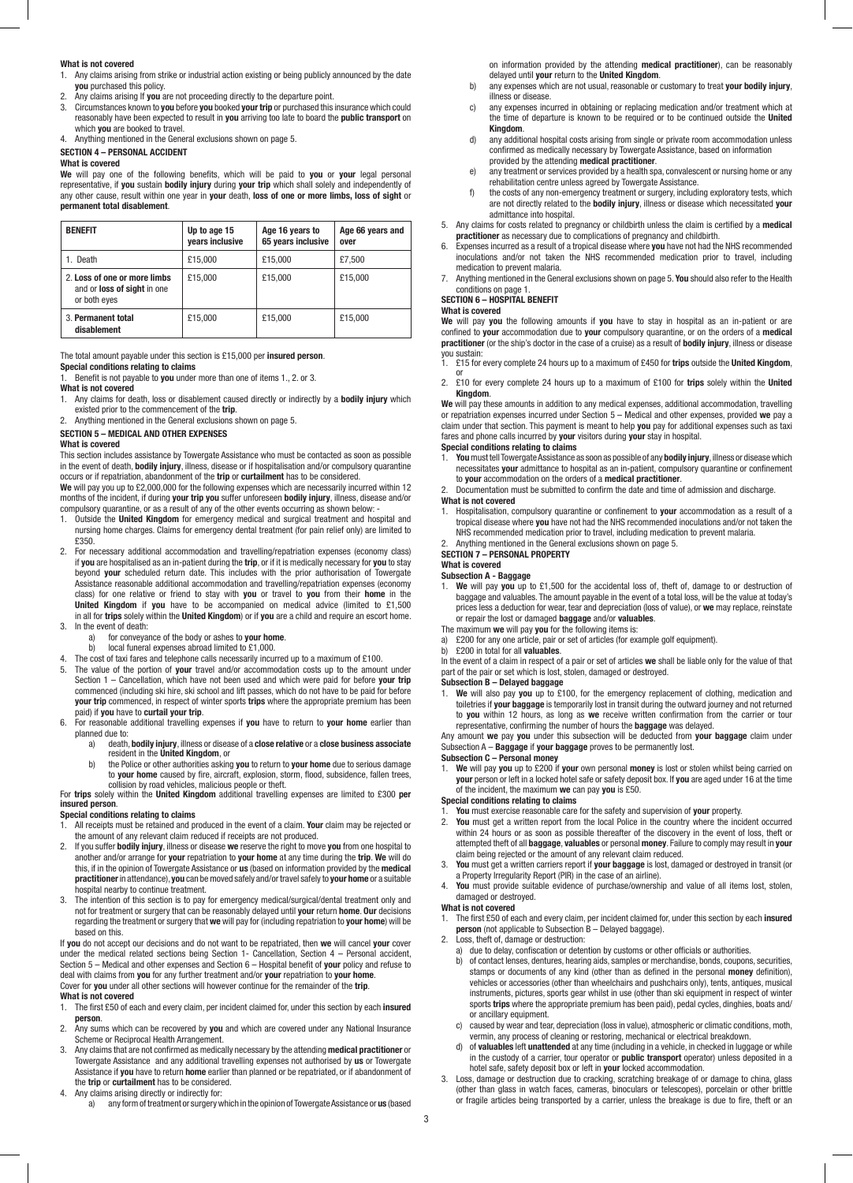**What is not covered**

1. Any claims arising from strike or industrial action existing or being publicly announced by the date **you** purchased this policy.
2. Any claims arising If **you** are not proceeding directly to the departure point.
3. Circumstances known to **you** before **you** booked **your trip** or purchased this insurance which could reasonably have been expected to result in **you** arriving too late to board the **public transport** on which **you** are booked to travel.
4. Anything mentioned in the General exclusions shown on page 5.

## SECTION 4 – PERSONAL ACCIDENT

**What is covered**

**We** will pay one of the following benefits, which will be paid to **you** or **your** legal personal representative, if **you** sustain **bodily injury** during **your trip** which shall solely and independently of any other cause, result within one year in **your** death, **loss of one or more limbs, loss of sight** or **permanent total disablement**.

| BENEFIT | Up to age 15 years inclusive | Age 16 years to 65 years inclusive | Age 66 years and over |
|---|---|---|---|
| 1. Death | £15,000 | £15,000 | £7,500 |
| 2. **Loss of one or more limbs** and or **loss of sight** in one or both eyes | £15,000 | £15,000 | £15,000 |
| 3. **Permanent total disablement** | £15,000 | £15,000 | £15,000 |

The total amount payable under this section is £15,000 per **insured person**.

**Special conditions relating to claims**

1. Benefit is not payable to **you** under more than one of items 1., 2. or 3.

**What is not covered**

1. Any claims for death, loss or disablement caused directly or indirectly by a **bodily injury** which existed prior to the commencement of the **trip**.
2. Anything mentioned in the General exclusions shown on page 5.

## SECTION 5 – MEDICAL AND OTHER EXPENSES

**What is covered**

This section includes assistance by Towergate Assistance who must be contacted as soon as possible in the event of death, **bodily injury**, illness, disease or if hospitalisation and/or compulsory quarantine occurs or if repatriation, abandonment of the **trip** or **curtailment** has to be considered.

**We** will pay you up to £2,000,000 for the following expenses which are necessarily incurred within 12 months of the incident, if during **your trip you** suffer unforeseen **bodily injury**, illness, disease and/or compulsory quarantine, or as a result of any of the other events occurring as shown below: -

1. Outside the **United Kingdom** for emergency medical and surgical treatment and hospital and nursing home charges. Claims for emergency dental treatment (for pain relief only) are limited to £350.
2. For necessary additional accommodation and travelling/repatriation expenses (economy class) if **you** are hospitalised as an in-patient during the **trip**, or if it is medically necessary for **you** to stay beyond **your** scheduled return date. This includes with the prior authorisation of Towergate Assistance reasonable additional accommodation and travelling/repatriation expenses (economy class) for one relative or friend to stay with **you** or travel to **you** from their **home** in the **United Kingdom** if **you** have to be accompanied on medical advice (limited to £1,500 in all for **trips** solely within the **United Kingdom**) or if **you** are a child and require an escort home.
3. In the event of death:
   a) for conveyance of the body or ashes to **your home**.
   b) local funeral expenses abroad limited to £1,000.
4. The cost of taxi fares and telephone calls necessarily incurred up to a maximum of £100.
5. The value of the portion of **your** travel and/or accommodation costs up to the amount under Section 1 – Cancellation, which have not been used and which were paid for before **your trip** commenced (including ski hire, ski school and lift passes, which do not have to be paid for before **your trip** commenced, in respect of winter sports **trips** where the appropriate premium has been paid) if **you** have to **curtail your trip**.
6. For reasonable additional travelling expenses if **you** have to return to **your home** earlier than planned due to:
   a) death, **bodily injury**, illness or disease of a **close relative** or a **close business associate** resident in the **United Kingdom**, or
   b) the Police or other authorities asking **you** to return to **your home** due to serious damage to **your home** caused by fire, aircraft, explosion, storm, flood, subsidence, fallen trees, collision by road vehicles, malicious people or theft.

For **trips** solely within the **United Kingdom** additional travelling expenses are limited to £300 **per insured person**.

**Special conditions relating to claims**

1. All receipts must be retained and produced in the event of a claim. **Your** claim may be rejected or the amount of any relevant claim reduced if receipts are not produced.
2. If you suffer **bodily injury**, illness or disease **we** reserve the right to move **you** from one hospital to another and/or arrange for **your** repatriation to **your home** at any time during the **trip**. **We** will do this, if in the opinion of Towergate Assistance or **us** (based on information provided by the **medical practitioner** in attendance), **you** can be moved safely and/or travel safely to **your home** or a suitable hospital nearby to continue treatment.
3. The intention of this section is to pay for emergency medical/surgical/dental treatment only and not for treatment or surgery that can be reasonably delayed until **your** return **home**. **Our** decisions regarding the treatment or surgery that **we** will pay for (including repatriation to **your home**) will be based on this.

If **you** do not accept our decisions and do not want to be repatriated, then **we** will cancel **your** cover under the medical related sections being Section 1- Cancellation, Section 4 – Personal accident, Section 5 – Medical and other expenses and Section 6 – Hospital benefit of **your** policy and refuse to deal with claims from **you** for any further treatment and/or **your** repatriation to **your home**.

Cover for **you** under all other sections will however continue for the remainder of the **trip**.

**What is not covered**

1. The first £50 of each and every claim, per incident claimed for, under this section by each **insured person**.
2. Any sums which can be recovered by **you** and which are covered under any National Insurance Scheme or Reciprocal Health Arrangement.
3. Any claims that are not confirmed as medically necessary by the attending **medical practitioner** or Towergate Assistance and any additional travelling expenses not authorised by **us** or Towergate Assistance if **you** have to return **home** earlier than planned or be repatriated, or if abandonment of the **trip** or **curtailment** has to be considered.
4. Any claims arising directly or indirectly for:
   a) any form of treatment or surgery which in the opinion of Towergate Assistance or **us** (based on information provided by the attending **medical practitioner**), can be reasonably delayed until **your** return to the **United Kingdom**.
   b) any expenses which are not usual, reasonable or customary to treat **your bodily injury**, illness or disease.
   c) any expenses incurred in obtaining or replacing medication and/or treatment which at the time of departure is known to be required or to be continued outside the **United Kingdom**.
   d) any additional hospital costs arising from single or private room accommodation unless confirmed as medically necessary by Towergate Assistance, based on information provided by the attending **medical practitioner**.
   e) any treatment or services provided by a health spa, convalescent or nursing home or any rehabilitation centre unless agreed by Towergate Assistance.
   f) the costs of any non-emergency treatment or surgery, including exploratory tests, which are not directly related to the **bodily injury**, illness or disease which necessitated **your** admittance into hospital.
5. Any claims for costs related to pregnancy or childbirth unless the claim is certified by a **medical practitioner** as necessary due to complications of pregnancy and childbirth.
6. Expenses incurred as a result of a tropical disease where **you** have not had the NHS recommended inoculations and/or not taken the NHS recommended medication prior to travel, including medication to prevent malaria.
7. Anything mentioned in the General exclusions shown on page 5. **You** should also refer to the Health conditions on page 1.

## SECTION 6 – HOSPITAL BENEFIT

**What is covered**

**We** will pay **you** the following amounts if **you** have to stay in hospital as an in-patient or are confined to **your** accommodation due to **your** compulsory quarantine, or on the orders of a **medical practitioner** (or the ship's doctor in the case of a cruise) as a result of **bodily injury**, illness or disease you sustain:

1. £15 for every complete 24 hours up to a maximum of £450 for **trips** outside the **United Kingdom**, or
2. £10 for every complete 24 hours up to a maximum of £100 for **trips** solely within the **United Kingdom**.

**We** will pay these amounts in addition to any medical expenses, additional accommodation, travelling or repatriation expenses incurred under Section 5 – Medical and other expenses, provided **we** pay a claim under that section. This payment is meant to help **you** pay for additional expenses such as taxi fares and phone calls incurred by **your** visitors during **your** stay in hospital.

**Special conditions relating to claims**

1. **You** must tell Towergate Assistance as soon as possible of any **bodily injury**, illness or disease which necessitates **your** admittance to hospital as an in-patient, compulsory quarantine or confinement to **your** accommodation on the orders of a **medical practitioner**.
2. Documentation must be submitted to confirm the date and time of admission and discharge.

**What is not covered**

1. Hospitalisation, compulsory quarantine or confinement to **your** accommodation as a result of a tropical disease where **you** have not had the NHS recommended inoculations and/or not taken the NHS recommended medication prior to travel, including medication to prevent malaria.
2. Anything mentioned in the General exclusions shown on page 5.

## SECTION 7 – PERSONAL PROPERTY

**What is covered**

**Subsection A - Baggage**

1. **We** will pay **you** up to £1,500 for the accidental loss of, theft of, damage to or destruction of baggage and valuables. The amount payable in the event of a total loss, will be the value at today's prices less a deduction for wear, tear and depreciation (loss of value), or **we** may replace, reinstate or repair the lost or damaged **baggage** and/or **valuables**.

The maximum **we** will pay **you** for the following items is:

a) £200 for any one article, pair or set of articles (for example golf equipment).
b) £200 in total for all **valuables**.

In the event of a claim in respect of a pair or set of articles **we** shall be liable only for the value of that part of the pair or set which is lost, stolen, damaged or destroyed.

**Subsection B – Delayed baggage**

1. **We** will also pay **you** up to £100, for the emergency replacement of clothing, medication and toiletries if **your baggage** is temporarily lost in transit during the outward journey and not returned to **you** within 12 hours, as long as **we** receive written confirmation from the carrier or tour representative, confirming the number of hours the **baggage** was delayed.

Any amount **we** pay **you** under this subsection will be deducted from **your baggage** claim under Subsection A – **Baggage** if **your baggage** proves to be permanently lost.

**Subsection C – Personal money**

1. **We** will pay **you** up to £200 if **your** own personal **money** is lost or stolen whilst being carried on **your** person or left in a locked hotel safe or safety deposit box. If **you** are aged under 16 at the time of the incident, the maximum **we** can pay **you** is £50.

**Special conditions relating to claims**

1. **You** must exercise reasonable care for the safety and supervision of **your** property.
2. **You** must get a written report from the local Police in the country where the incident occurred within 24 hours or as soon as possible thereafter of the discovery in the event of loss, theft or attempted theft of all **baggage**, **valuables** or personal **money**. Failure to comply may result in **your** claim being rejected or the amount of any relevant claim reduced.
3. **You** must get a written carriers report if **your baggage** is lost, damaged or destroyed in transit (or a Property Irregularity Report (PIR) in the case of an airline).
4. **You** must provide suitable evidence of purchase/ownership and value of all items lost, stolen, damaged or destroyed.

**What is not covered**

1. The first £50 of each and every claim, per incident claimed for, under this section by each **insured person** (not applicable to Subsection B – Delayed baggage).
2. Loss, theft of, damage or destruction:
   a) due to delay, confiscation or detention by customs or other officials or authorities.
   b) of contact lenses, dentures, hearing aids, samples or merchandise, bonds, coupons, securities, stamps or documents of any kind (other than as defined in the personal **money** definition), vehicles or accessories (other than wheelchairs and pushchairs only), tents, antiques, musical instruments, pictures, sports gear whilst in use (other than ski equipment in respect of winter sports **trips** where the appropriate premium has been paid), pedal cycles, dinghies, boats and/or ancillary equipment.
   c) caused by wear and tear, depreciation (loss in value), atmospheric or climatic conditions, moth, vermin, any process of cleaning or restoring, mechanical or electrical breakdown.
   d) of **valuables** left **unattended** at any time (including in a vehicle, in checked in luggage or while in the custody of a carrier, tour operator or **public transport** operator) unless deposited in a hotel safe, safety deposit box or left in **your** locked accommodation.
3. Loss, damage or destruction due to cracking, scratching breakage of or damage to china, glass (other than glass in watch faces, cameras, binoculars or telescopes), porcelain or other brittle or fragile articles being transported by a carrier, unless the breakage is due to fire, theft or an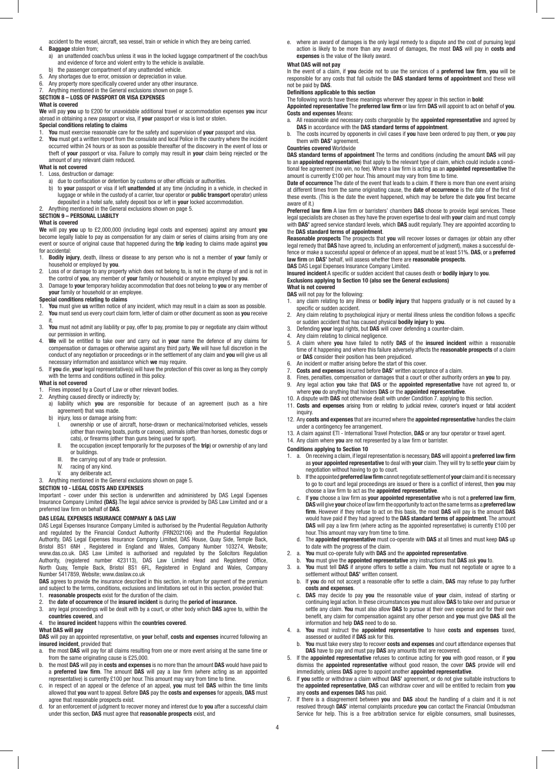accident to the vessel, aircraft, sea vessel, train or vehicle in which they are being carried.

4. **Baggage** stolen from;
   a) an unattended coach/bus unless it was in the locked luggage compartment of the coach/bus and evidence of force and violent entry to the vehicle is available.
   b) the passenger compartment of any unattended vehicle.
5. Any shortages due to error, omission or depreciation in value.
6. Any property more specifically covered under any other insurance.
7. Anything mentioned in the General exclusions shown on page 5.

## SECTION 8 – LOSS OF PASSPORT OR VISA EXPENSES

**What is covered**

**We** will pay **you** up to £200 for unavoidable additional travel or accommodation expenses **you** incur abroad in obtaining a new passport or visa, if **your** passport or visa is lost or stolen.

**Special conditions relating to claims**

1. **You** must exercise reasonable care for the safety and supervision of **your** passport and visa.
2. **You** must get a written report from the consulate and local Police in the country where the incident occurred within 24 hours or as soon as possible thereafter of the discovery in the event of loss or theft of **your** passport or visa. Failure to comply may result in **your** claim being rejected or the amount of any relevant claim reduced.

**What is not covered**

1. Loss, destruction or damage:
   a) due to confiscation or detention by customs or other officials or authorities.
   b) to **your** passport or visa if left **unattended** at any time (including in a vehicle, in checked in luggage or while in the custody of a carrier, tour operator or **public transport** operator) unless deposited in a hotel safe, safety deposit box or left in **your** locked accommodation.
2. Anything mentioned in the General exclusions shown on page 5.

## SECTION 9 – PERSONAL LIABILTY

**What is covered**

**We** will pay **you** up to £2,000,000 (including legal costs and expenses) against any amount **you** become legally liable to pay as compensation for any claim or series of claims arising from any one event or source of original cause that happened during the **trip** leading to claims made against **you** for accidental:

1. **Bodily injury**, death, illness or disease to any person who is not a member of **your** family or household or employed by **you**.
2. Loss of or damage to any property which does not belong to, is not in the charge of and is not in the control of **you**, any member of **your** family or household or anyone employed by **you**.
3. Damage to **your** temporary holiday accommodation that does not belong to **you** or any member of **your** family or household or an employee.

**Special conditions relating to claims**

1. **You** must give **us** written notice of any incident, which may result in a claim as soon as possible.
2. **You** must send us every court claim form, letter of claim or other document as soon as **you** receive it.
3. **You** must not admit any liability or pay, offer to pay, promise to pay or negotiate any claim without our permission in writing.
4. **We** will be entitled to take over and carry out in **your** name the defence of any claims for compensation or damages or otherwise against any third party. **We** will have full discretion in the conduct of any negotiation or proceedings or in the settlement of any claim and **you** will give us all necessary information and assistance which **we** may require.
5. If **you** die, **your** legal representative(s) will have the protection of this cover as long as they comply with the terms and conditions outlined in this policy.

**What is not covered**

1. Fines imposed by a Court of Law or other relevant bodies.
2. Anything caused directly or indirectly by;
   a) liability which **you** are responsible for because of an agreement (such as a hire agreement) that was made.
   b) injury, loss or damage arising from:
      I. ownership or use of aircraft, horse-drawn or mechanical/motorised vehicles, vessels (other than rowing boats, punts or canoes), animals (other than horses, domestic dogs or cats), or firearms (other than guns being used for sport).
      II. the occupation (except temporarily for the purposes of the **trip**) or ownership of any land or buildings.
      III. the carrying out of any trade or profession.
      IV. racing of any kind.
      V. any deliberate act.
3. Anything mentioned in the General exclusions shown on page 5.

## SECTION 10 - LEGAL COSTS AND EXPENSES

Important - cover under this section is underwritten and administered by DAS Legal Expenses Insurance Company Limited **(DAS)**.The legal advice service is provided by DAS Law Limited and or a preferred law firm on behalf of **DAS**.

**DAS LEGAL EXPENSES INSURANCE COMPANY & DAS LAW**

DAS Legal Expenses Insurance Company Limited is authorised by the Prudential Regulation Authority and regulated by the Financial Conduct Authority (FRN202106) and the Prudential Regulation Authority, DAS Legal Expenses Insurance Company Limited, DAS House, Quay Side, Temple Back, Bristol BS1 6NH , Registered in England and Wales, Company Number 103274, Website; www.das.co.uk. DAS Law Limited is authorised and regulated by the Solicitors Regulation Authority, (registered number 423113), DAS Law Limited Head and Registered Office, North Quay, Temple Back, Bristol BS1 6FL, Registered in England and Wales, Company Number 5417859, Website; www.daslaw.co.uk

**DAS** agrees to provide the insurance described in this section, in return for payment of the premium and subject to the terms, conditions, exclusions and limitations set out in this section, provided that:

1. **reasonable prospects** exist for the duration of the claim.
2. the **date of occurrence** of the **insured incident** is during the **period of insurance.**
3. any legal proceedings will be dealt with by a court, or other body which **DAS** agree to, within the **countries covered**, and
4. the **insured incident** happens within the **countries covered**.

**What DAS will pay**

**DAS** will pay an appointed representative, on **your** behalf, **costs and expenses** incurred following an **insured incident**, provided that:

a. the most **DAS** will pay for all claims resulting from one or more event arising at the same time or from the same originating cause is £25,000.
b. the most **DAS** will pay in **costs and expenses** is no more than the amount **DAS** would have paid to a **preferred law firm**. The amount **DAS** will pay a law firm (where acting as an appointed representative) is currently £100 per hour. This amount may vary from time to time.
c. in respect of an appeal or the defence of an appeal, **you** must tell **DAS** within the time limits allowed that **you** want to appeal. Before **DAS** pay the **costs and expenses** for appeals, **DAS** must agree that reasonable prospects exist.
d. for an enforcement of judgment to recover money and interest due to **you** after a successful claim under this section, **DAS** must agree that **reasonable prospects** exist, and
e. where an award of damages is the only legal remedy to a dispute and the cost of pursuing legal action is likely to be more than any award of damages, the most **DAS** will pay in **costs and expenses** is the value of the likely award.

**What DAS will not pay**

In the event of a claim, if **you** decide not to use the services of a **preferred law firm**, **you** will be responsible for any costs that fall outside the **DAS standard terms of appointment** and these will not be paid by **DAS**.

**Definitions applicable to this section**

The following words have these meanings wherever they appear in this section in **bold**:

**Appointed representative** The **preferred law firm** or law firm **DAS** will appoint to act on behalf of **you**.

**Costs and expenses** Means:

a. All reasonable and necessary costs chargeable by the **appointed representative** and agreed by **DAS** in accordance with the **DAS standard terms of appointment**.
b. The costs incurred by opponents in civil cases if **you** have been ordered to pay them, or **you** pay them with **DAS'** agreement.

**Countries covered** Worldwide

**DAS standard terms of appointment** The terms and conditions (including the amount **DAS** will pay to an **appointed representative**) that apply to the relevant type of claim, which could include a conditional fee agreement (no win, no fee). Where a law firm is acting as an **appointed representative** the amount is currently £100 per hour. This amount may vary from time to time.

**Date of occurrence** The date of the event that leads to a claim. If there is more than one event arising at different times from the same originating cause, the **date of occurrence** is the date of the first of these events. (This is the date the event happened, which may be before the date **you** first became aware of it.)

**Preferred law firm** A law firm or barristers' chambers **DAS** choose to provide legal services. These legal specialists are chosen as they have the proven expertise to deal with **your** claim and must comply with **DAS'** agreed service standard levels, which **DAS** audit regularly. They are appointed according to the **DAS standard terms of appointment**.

**Reasonable prospects** The prospects that **you** will recover losses or damages (or obtain any other legal remedy that **DAS** have agreed to, including an enforcement of judgment), makes a successful defence or make a successful appeal or defence of an appeal, must be at least 51%. **DAS**, or a **preferred law firm** on **DAS'** behalf, will assess whether there are **reasonable prospects**.

**DAS** DAS Legal Expenses Insurance Company Limited.

**Insured incident** A specific or sudden accident that causes death or **bodily injury** to **you**.

**Exclusions applying to Section 10 (also see the General exclusions)**

**What is not covered**

**DAS** will not pay for the following:

1. any claim relating to any illness or **bodily injury** that happens gradually or is not caused by a specific or sudden accident.
2. Any claim relating to psychological injury or mental illness unless the condition follows a specific or sudden accident that has caused physical **bodily injury** to **you**.
3. Defending **your** legal rights, but **DAS** will cover defending a counter-claim.
4. Any claim relating to clinical negligence.
5. A claim where **you** have failed to notify **DAS** of the **insured incident** within a reasonable time of it happening and where this failure adversely affects the **reasonable prospects** of a claim or **DAS** consider their position has been prejudiced.
6. An incident or matter arising before the start of this cover.
7. **Costs and expenses** incurred before **DAS'** written acceptance of a claim.
8. Fines, penalties, compensation or damages that a court or other authority orders an **you** to pay.
9. Any legal action **you** take that **DAS** or the **appointed representative** have not agreed to, or where **you** do anything that hinders **DAS** or the **appointed representative**.
10. A dispute with **DAS** not otherwise dealt with under Condition 7. applying to this section.
11. **Costs and expenses** arising from or relating to judicial review, coroner's inquest or fatal accident inquiry.
12. Any **costs and expenses** that are incurred where the **appointed representative** handles the claim under a contingency fee arrangement.
13. A claim against ETI - International Travel Protection, **DAS** or any tour operator or travel agent.
14. Any claim where **you** are not represented by a law firm or barrister.

**Conditions applying to Section 10**

1. a. On receiving a claim, if legal representation is necessary, **DAS** will appoint a **preferred law firm** as **your appointed representative** to deal with **your** claim. They will try to settle **your** claim by negotiation without having to go to court.
   b. If the appointed **preferred law firm** cannot negotiate settlement of **your** claim and it is necessary to go to court and legal proceedings are issued or there is a conflict of interest, then **you** may choose a law firm to act as the **appointed representative**.
   c. If **you** choose a law firm as **your appointed representative** who is not a **preferred law firm**, **DAS** will give **your** choice of law firm the opportunity to act on the same terms as a **preferred law firm**. However if they refuse to act on this basis, the most **DAS** will pay is the amount **DAS** would have paid if they had agreed to the **DAS standard terms of appointment**. The amount **DAS** will pay a law firm (where acting as the appointed representative) is currently £100 per hour. This amount may vary from time to time.
   d. The **appointed representative** must co-operate with **DAS** at all times and must keep **DAS** up to date with the progress of the claim.
2. a. **You** must co-operate fully with **DAS** and the **appointed representative**.
   b. **You** must give the **appointed representative** any instructions that **DAS** ask **you** to.
3. a. **You** must tell **DAS** if anyone offers to settle a claim. **You** must not negotiate or agree to a settlement without **DAS'** written consent.
   b. If **you** do not accept a reasonable offer to settle a claim, **DAS** may refuse to pay further **costs and expenses**.
   c. **DAS** may decide to pay **you** the reasonable value of **your** claim, instead of starting or continuing legal action. In these circumstances **you** must allow **DAS** to take over and pursue or settle any claim. **You** must also allow **DAS** to pursue at their own expense and for their own benefit, any claim for compensation against any other person and **you** must give **DAS** all the information and help **DAS** need to do so.
4. a. **You** must instruct the **appointed representative** to have **costs and expenses** taxed, assessed or audited if **DAS** ask for this.
   b. **You** must take every step to recover **costs and expenses** and court attendance expenses that **DAS** have to pay and must pay **DAS** any amounts that are recovered.
5. If the **appointed representative** refuses to continue acting for **you** with good reason, or if **you** dismiss the **appointed representative** without good reason, the cover **DAS** provide will end immediately, unless **DAS** agree to appoint another **appointed representative**.
6. If **you** settle or withdraw a claim without **DAS'** agreement, or do not give suitable instructions to the **appointed representative**, **DAS** can withdraw cover and will be entitled to reclaim from **you** any **costs and expenses DAS** has paid.
7. If there is a disagreement between **you** and **DAS** about the handling of a claim and it is not resolved through **DAS'** internal complaints procedure **you** can contact the Financial Ombudsman Service for help. This is a free arbitration service for eligible consumers, small businesses,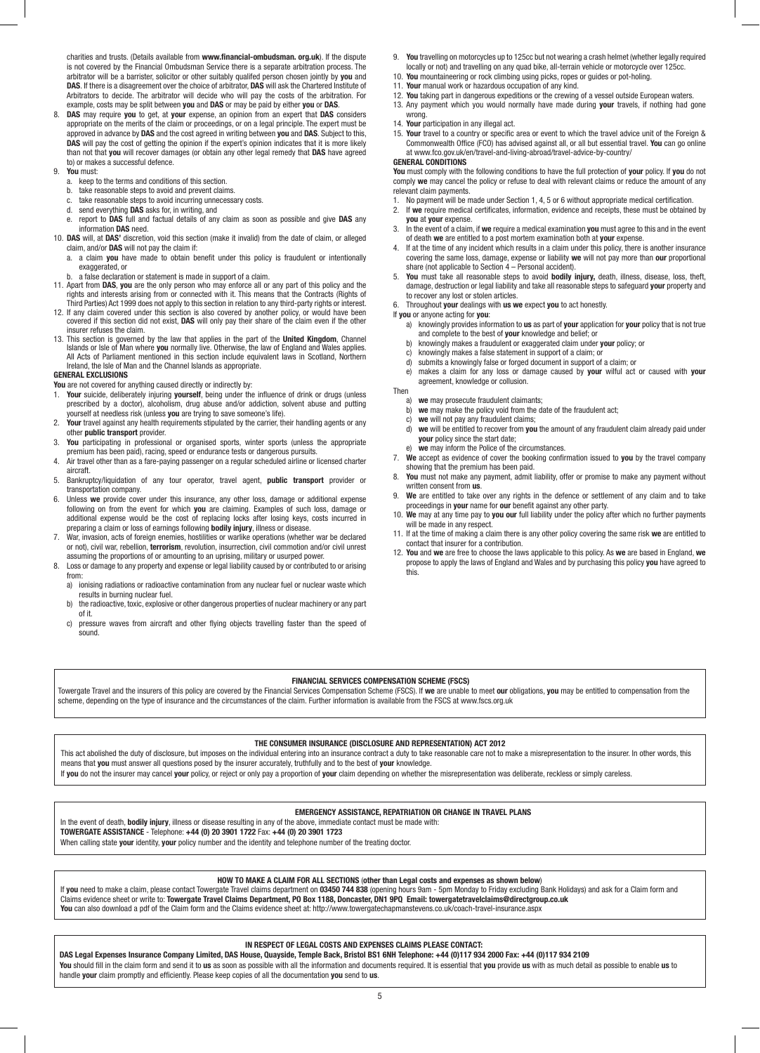charities and trusts. (Details available from **www.financial-ombudsman. org.uk**). If the dispute is not covered by the Financial Ombudsman Service there is a separate arbitration process. The arbitrator will be a barrister, solicitor or other suitably qualifed person chosen jointly by **you** and **DAS**. If there is a disagreement over the choice of arbitrator, **DAS** will ask the Chartered Institute of Arbitrators to decide. The arbitrator will decide who will pay the costs of the arbitration. For example, costs may be split between **you** and **DAS** or may be paid by either **you** or **DAS**.

8. **DAS** may require **you** to get, at **your** expense, an opinion from an expert that **DAS** considers appropriate on the merits of the claim or proceedings, or on a legal principle. The expert must be approved in advance by **DAS** and the cost agreed in writing between **you** and **DAS**. Subject to this, **DAS** will pay the cost of getting the opinion if the expert's opinion indicates that it is more likely than not that **you** will recover damages (or obtain any other legal remedy that **DAS** have agreed to) or makes a successful defence.
9. **You** must:
   a. keep to the terms and conditions of this section.
   b. take reasonable steps to avoid and prevent claims.
   c. take reasonable steps to avoid incurring unnecessary costs.
   d. send everything **DAS** asks for, in writing, and
   e. report to **DAS** full and factual details of any claim as soon as possible and give **DAS** any information **DAS** need.
10. **DAS** will, at **DAS'** discretion, void this section (make it invalid) from the date of claim, or alleged claim, and/or **DAS** will not pay the claim if:
    a. a claim **you** have made to obtain benefit under this policy is fraudulent or intentionally exaggerated, or
    b. a false declaration or statement is made in support of a claim.
11. Apart from **DAS**, **you** are the only person who may enforce all or any part of this policy and the rights and interests arising from or connected with it. This means that the Contracts (Rights of Third Parties) Act 1999 does not apply to this section in relation to any third-party rights or interest.
12. If any claim covered under this section is also covered by another policy, or would have been covered if this section did not exist, **DAS** will only pay their share of the claim even if the other insurer refuses the claim.
13. This section is governed by the law that applies in the part of the **United Kingdom**, Channel Islands or Isle of Man where **you** normally live. Otherwise, the law of England and Wales applies. All Acts of Parliament mentioned in this section include equivalent laws in Scotland, Northern Ireland, the Isle of Man and the Channel Islands as appropriate.

**GENERAL EXCLUSIONS**

**You** are not covered for anything caused directly or indirectly by:

1. **Your** suicide, deliberately injuring **yourself**, being under the influence of drink or drugs (unless prescribed by a doctor), alcoholism, drug abuse and/or addiction, solvent abuse and putting yourself at needless risk (unless **you** are trying to save someone's life).
2. **Your** travel against any health requirements stipulated by the carrier, their handling agents or any other **public transport** provider.
3. **You** participating in professional or organised sports, winter sports (unless the appropriate premium has been paid), racing, speed or endurance tests or dangerous pursuits.
4. Air travel other than as a fare-paying passenger on a regular scheduled airline or licensed charter aircraft.
5. Bankruptcy/liquidation of any tour operator, travel agent, **public transport** provider or transportation company.
6. Unless **we** provide cover under this insurance, any other loss, damage or additional expense following on from the event for which **you** are claiming. Examples of such loss, damage or additional expense would be the cost of replacing locks after losing keys, costs incurred in preparing a claim or loss of earnings following **bodily injury**, illness or disease.
7. War, invasion, acts of foreign enemies, hostilities or warlike operations (whether war be declared or not), civil war, rebellion, **terrorism**, revolution, insurrection, civil commotion and/or civil unrest assuming the proportions of or amounting to an uprising, military or usurped power.
8. Loss or damage to any property and expense or legal liability caused by or contributed to or arising from:
   a) ionising radiations or radioactive contamination from any nuclear fuel or nuclear waste which results in burning nuclear fuel.
   b) the radioactive, toxic, explosive or other dangerous properties of nuclear machinery or any part of it.
   c) pressure waves from aircraft and other flying objects travelling faster than the speed of sound.
9. **You** travelling on motorcycles up to 125cc but not wearing a crash helmet (whether legally required locally or not) and travelling on any quad bike, all-terrain vehicle or motorcycle over 125cc.
10. **You** mountaineering or rock climbing using picks, ropes or guides or pot-holing.
11. **Your** manual work or hazardous occupation of any kind.
12. **You** taking part in dangerous expeditions or the crewing of a vessel outside European waters.
13. Any payment which you would normally have made during **your** travels, if nothing had gone wrong.
14. **Your** participation in any illegal act.
15. **Your** travel to a country or specific area or event to which the travel advice unit of the Foreign & Commonwealth Office (FCO) has advised against all, or all but essential travel. **You** can go online at www.fco.gov.uk/en/travel-and-living-abroad/travel-advice-by-country/

**GENERAL CONDITIONS**

**You** must comply with the following conditions to have the full protection of **your** policy. If **you** do not comply **we** may cancel the policy or refuse to deal with relevant claims or reduce the amount of any relevant claim payments.

1. No payment will be made under Section 1, 4, 5 or 6 without appropriate medical certification.
2. If **we** require medical certificates, information, evidence and receipts, these must be obtained by **you** at **your** expense.
3. In the event of a claim, if **we** require a medical examination **you** must agree to this and in the event of death **we** are entitled to a post mortem examination both at **your** expense.
4. If at the time of any incident which results in a claim under this policy, there is another insurance covering the same loss, damage, expense or liability **we** will not pay more than **our** proportional share (not applicable to Section 4 – Personal accident).
5. **You** must take all reasonable steps to avoid **bodily injury,** death, illness, disease, loss, theft, damage, destruction or legal liability and take all reasonable steps to safeguard **your** property and to recover any lost or stolen articles.
6. Throughout **your** dealings with **us we** expect **you** to act honestly.

If **you** or anyone acting for **you**:

a) knowingly provides information to **us** as part of **your** application for **your** policy that is not true and complete to the best of **your** knowledge and belief; or
b) knowingly makes a fraudulent or exaggerated claim under **your** policy; or
c) knowingly makes a false statement in support of a claim; or
d) submits a knowingly false or forged document in support of a claim; or
e) makes a claim for any loss or damage caused by **your** wilful act or caused with **your** agreement, knowledge or collusion.

Then

a) **we** may prosecute fraudulent claimants;
b) **we** may make the policy void from the date of the fraudulent act;
c) **we** will not pay any fraudulent claims;
d) **we** will be entitled to recover from **you** the amount of any fraudulent claim already paid under **your** policy since the start date;
e) **we** may inform the Police of the circumstances.

7. **We** accept as evidence of cover the booking confirmation issued to **you** by the travel company showing that the premium has been paid.
8. **You** must not make any payment, admit liability, offer or promise to make any payment without written consent from **us**.
9. **We** are entitled to take over any rights in the defence or settlement of any claim and to take proceedings in **your** name for **our** benefit against any other party.
10. **We** may at any time pay to **you our** full liability under the policy after which no further payments will be made in any respect.
11. If at the time of making a claim there is any other policy covering the same risk **we** are entitled to contact that insurer for a contribution.
12. **You** and **we** are free to choose the laws applicable to this policy. As **we** are based in England, **we** propose to apply the laws of England and Wales and by purchasing this policy **you** have agreed to this.

**FINANCIAL SERVICES COMPENSATION SCHEME (FSCS)**

Towergate Travel and the insurers of this policy are covered by the Financial Services Compensation Scheme (FSCS). If **we** are unable to meet **our** obligations, **you** may be entitled to compensation from the scheme, depending on the type of insurance and the circumstances of the claim. Further information is available from the FSCS at www.fscs.org.uk

**THE CONSUMER INSURANCE (DISCLOSURE AND REPRESENTATION) ACT 2012**

This act abolished the duty of disclosure, but imposes on the individual entering into an insurance contract a duty to take reasonable care not to make a misrepresentation to the insurer. In other words, this means that **you** must answer all questions posed by the insurer accurately, truthfully and to the best of **your** knowledge.

If **you** do not the insurer may cancel **your** policy, or reject or only pay a proportion of **your** claim depending on whether the misrepresentation was deliberate, reckless or simply careless.

**EMERGENCY ASSISTANCE, REPATRIATION OR CHANGE IN TRAVEL PLANS**

In the event of death, **bodily injury**, illness or disease resulting in any of the above, immediate contact must be made with:

**TOWERGATE ASSISTANCE** - Telephone: **+44 (0) 20 3901 1722** Fax: **+44 (0) 20 3901 1723**

When calling state **your** identity, **your** policy number and the identity and telephone number of the treating doctor.

**HOW TO MAKE A CLAIM FOR ALL SECTIONS (other than Legal costs and expenses as shown below)**

If **you** need to make a claim, please contact Towergate Travel claims department on **03450 744 838** (opening hours 9am - 5pm Monday to Friday excluding Bank Holidays) and ask for a Claim form and Claims evidence sheet or write to: **Towergate Travel Claims Department, PO Box 1188, Doncaster, DN1 9PQ Email: towergatetravelclaims@directgroup.co.uk**

**You** can also download a pdf of the Claim form and the Claims evidence sheet at: http://www.towergatechapmanstevens.co.uk/coach-travel-insurance.aspx

**IN RESPECT OF LEGAL COSTS AND EXPENSES CLAIMS PLEASE CONTACT:**

**DAS Legal Expenses Insurance Company Limited, DAS House, Quayside, Temple Back, Bristol BS1 6NH Telephone: +44 (0)117 934 2000 Fax: +44 (0)117 934 2109**

**You** should fill in the claim form and send it to **us** as soon as possible with all the information and documents required. It is essential that **you** provide **us** with as much detail as possible to enable **us** to handle **your** claim promptly and efficiently. Please keep copies of all the documentation **you** send to **us**.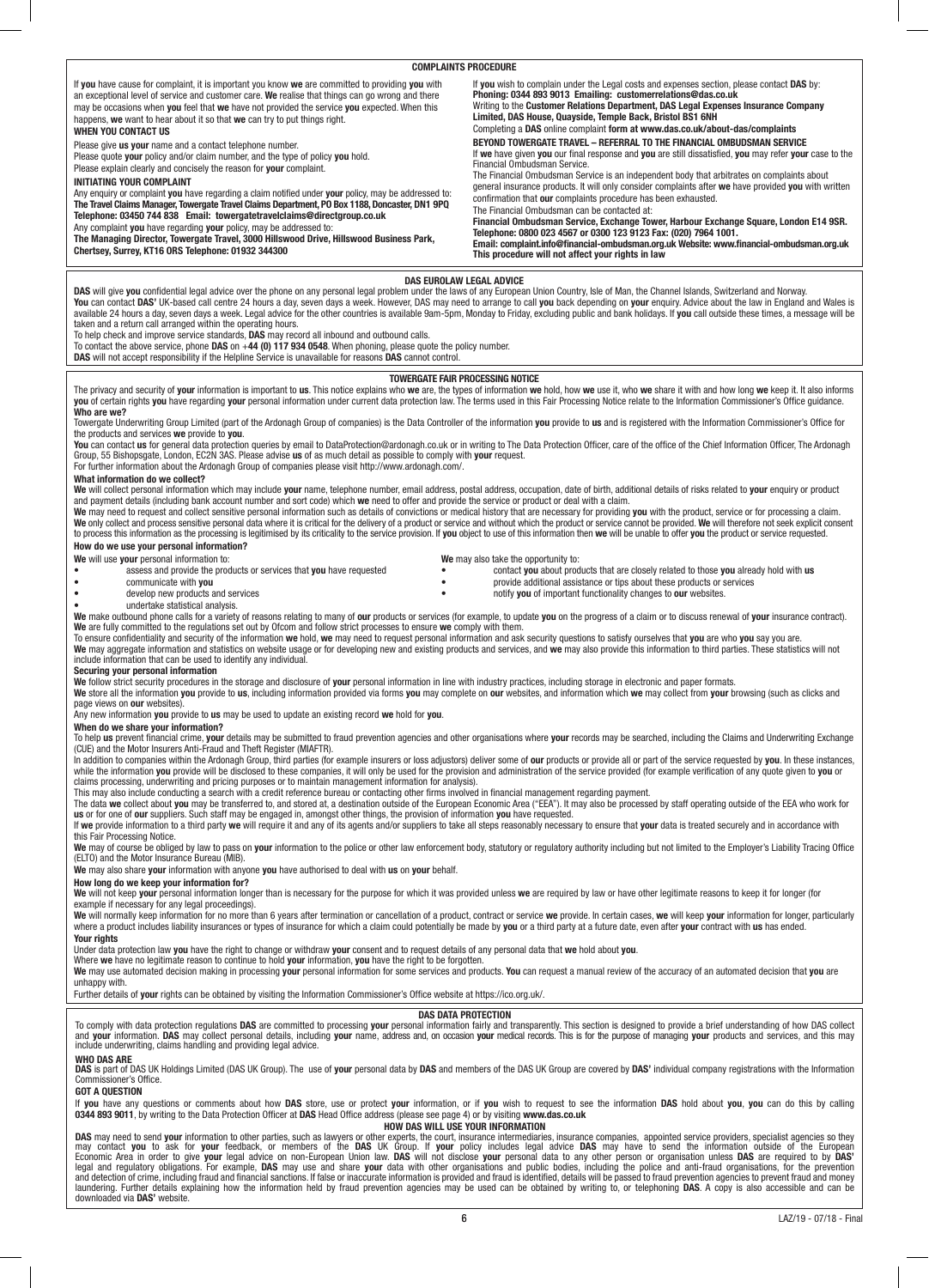## COMPLAINTS PROCEDURE

If **you** have cause for complaint, it is important you know **we** are committed to providing **you** with an exceptional level of service and customer care. **We** realise that things can go wrong and there may be occasions when **you** feel that **we** have not provided the service **you** expected. When this happens, **we** want to hear about it so that **we** can try to put things right.

**WHEN YOU CONTACT US**

Please give **us your** name and a contact telephone number.

Please quote **your** policy and/or claim number, and the type of policy **you** hold.

Please explain clearly and concisely the reason for **your** complaint.

**INITIATING YOUR COMPLAINT**

Any enquiry or complaint **you** have regarding a claim notified under **your** policy, may be addressed to:

**The Travel Claims Manager, Towergate Travel Claims Department, PO Box 1188, Doncaster, DN1 9PQ Telephone: 03450 744 838 Email: towergatetravelclaims@directgroup.co.uk**

Any complaint **you** have regarding **your** policy, may be addressed to:

**The Managing Director, Towergate Travel, 3000 Hillswood Drive, Hillswood Business Park, Chertsey, Surrey, KT16 0RS Telephone: 01932 344300**

If **you** wish to complain under the Legal costs and expenses section, please contact **DAS** by:

**Phoning: 0344 893 9013 Emailing: customerrelations@das.co.uk**

Writing to the **Customer Relations Department, DAS Legal Expenses Insurance Company Limited, DAS House, Quayside, Temple Back, Bristol BS1 6NH**

Completing a **DAS** online complaint **form at www.das.co.uk/about-das/complaints**

**BEYOND TOWERGATE TRAVEL – REFERRAL TO THE FINANCIAL OMBUDSMAN SERVICE**

If **we** have given **you** our final response and **you** are still dissatisfied, **you** may refer **your** case to the Financial Ombudsman Service.

The Financial Ombudsman Service is an independent body that arbitrates on complaints about general insurance products. It will only consider complaints after **we** have provided **you** with written confirmation that **our** complaints procedure has been exhausted.

The Financial Ombudsman can be contacted at:

**Financial Ombudsman Service, Exchange Tower, Harbour Exchange Square, London E14 9SR. Telephone: 0800 023 4567 or 0300 123 9123 Fax: (020) 7964 1001.**

**Email: complaint.info@financial-ombudsman.org.uk Website: www.financial-ombudsman.org.uk**

**This procedure will not affect your rights in law**

## DAS EUROLAW LEGAL ADVICE

**DAS** will give **you** confidential legal advice over the phone on any personal legal problem under the laws of any European Union Country, Isle of Man, the Channel Islands, Switzerland and Norway.

**You** can contact **DAS'** UK-based call centre 24 hours a day, seven days a week. However, DAS may need to arrange to call **you** back depending on **your** enquiry. Advice about the law in England and Wales is available 24 hours a day, seven days a week. Legal advice for the other countries is available 9am-5pm, Monday to Friday, excluding public and bank holidays. If **you** call outside these times, a message will be taken and a return call arranged within the operating hours.

To help check and improve service standards, **DAS** may record all inbound and outbound calls.

To contact the above service, phone **DAS** on **+44 (0) 117 934 0548**. When phoning, please quote the policy number.

**DAS** will not accept responsibility if the Helpline Service is unavailable for reasons **DAS** cannot control.

## TOWERGATE FAIR PROCESSING NOTICE

The privacy and security of **your** information is important to **us**. This notice explains who **we** are, the types of information **we** hold, how **we** use it, who **we** share it with and how long **we** keep it. It also informs **you** of certain rights **you** have regarding **your** personal information under current data protection law. The terms used in this Fair Processing Notice relate to the Information Commissioner's Office guidance.

**Who are we?**

Towergate Underwriting Group Limited (part of the Ardonagh Group of companies) is the Data Controller of the information **you** provide to **us** and is registered with the Information Commissioner's Office for the products and services **we** provide to **you**.

**You** can contact **us** for general data protection queries by email to DataProtection@ardonagh.co.uk or in writing to The Data Protection Officer, care of the office of the Chief Information Officer, The Ardonagh Group, 55 Bishopsgate, London, EC2N 3AS. Please advise **us** of as much detail as possible to comply with **your** request.

For further information about the Ardonagh Group of companies please visit http://www.ardonagh.com/.

**What information do we collect?**

**We** will collect personal information which may include **your** name, telephone number, email address, postal address, occupation, date of birth, additional details of risks related to **your** enquiry or product and payment details (including bank account number and sort code) which **we** need to offer and provide the service or product or deal with a claim.

**We** may need to request and collect sensitive personal information such as details of convictions or medical history that are necessary for providing **you** with the product, service or for processing a claim. **We** only collect and process sensitive personal data where it is critical for the delivery of a product or service and without which the product or service cannot be provided. **We** will therefore not seek explicit consent to process this information as the processing is legitimised by its criticality to the service provision. If **you** object to use of this information then **we** will be unable to offer **you** the product or service requested.

**How do we use your personal information?**

**We** will use **your** personal information to:

- assess and provide the products or services that **you** have requested
- communicate with **you**
- develop new products and services
- undertake statistical analysis.

**We** may also take the opportunity to:

- contact **you** about products that are closely related to those **you** already hold with **us**
- provide additional assistance or tips about these products or services
- notify **you** of important functionality changes to **our** websites.

**We** make outbound phone calls for a variety of reasons relating to many of **our** products or services (for example, to update **you** on the progress of a claim or to discuss renewal of **your** insurance contract). **We** are fully committed to the regulations set out by Ofcom and follow strict processes to ensure **we** comply with them.

To ensure confidentiality and security of the information **we** hold, **we** may need to request personal information and ask security questions to satisfy ourselves that **you** are who **you** say you are.

**We** may aggregate information and statistics on website usage or for developing new and existing products and services, and **we** may also provide this information to third parties. These statistics will not include information that can be used to identify any individual.

**Securing your personal information**

**We** follow strict security procedures in the storage and disclosure of **your** personal information in line with industry practices, including storage in electronic and paper formats.

**We** store all the information **you** provide to **us**, including information provided via forms **you** may complete on **our** websites, and information which **we** may collect from **your** browsing (such as clicks and page views on **our** websites).

Any new information **you** provide to **us** may be used to update an existing record **we** hold for **you**.

**When do we share your information?**

To help **us** prevent financial crime, **your** details may be submitted to fraud prevention agencies and other organisations where **your** records may be searched, including the Claims and Underwriting Exchange (CUE) and the Motor Insurers Anti-Fraud and Theft Register (MIAFTR).

In addition to companies within the Ardonagh Group, third parties (for example insurers or loss adjustors) deliver some of **our** products or provide all or part of the service requested by **you**. In these instances, while the information **you** provide will be disclosed to these companies, it will only be used for the provision and administration of the service provided (for example verification of any quote given to **you** or claims processing, underwriting and pricing purposes or to maintain management information for analysis).

This may also include conducting a search with a credit reference bureau or contacting other firms involved in financial management regarding payment.

The data **we** collect about **you** may be transferred to, and stored at, a destination outside of the European Economic Area ("EEA"). It may also be processed by staff operating outside of the EEA who work for **us** or for one of **our** suppliers. Such staff may be engaged in, amongst other things, the provision of information **you** have requested.

If **we** provide information to a third party **we** will require it and any of its agents and/or suppliers to take all steps reasonably necessary to ensure that **your** data is treated securely and in accordance with this Fair Processing Notice.

**We** may of course be obliged by law to pass on **your** information to the police or other law enforcement body, statutory or regulatory authority including but not limited to the Employer's Liability Tracing Office (ELTO) and the Motor Insurance Bureau (MIB).

**We** may also share **your** information with anyone **you** have authorised to deal with **us** on **your** behalf.

**How long do we keep your information for?**

**We** will not keep **your** personal information longer than is necessary for the purpose for which it was provided unless **we** are required by law or have other legitimate reasons to keep it for longer (for example if necessary for any legal proceedings).

**We** will normally keep information for no more than 6 years after termination or cancellation of a product, contract or service **we** provide. In certain cases, **we** will keep **your** information for longer, particularly where a product includes liability insurances or types of insurance for which a claim could potentially be made by **you** or a third party at a future date, even after **your** contract with **us** has ended.

**Your rights**

Under data protection law **you** have the right to change or withdraw **your** consent and to request details of any personal data that **we** hold about **you**.

Where **we** have no legitimate reason to continue to hold **your** information, **you** have the right to be forgotten.

**We** may use automated decision making in processing **your** personal information for some services and products. **You** can request a manual review of the accuracy of an automated decision that **you** are unhappy with.

Further details of **your** rights can be obtained by visiting the Information Commissioner's Office website at https://ico.org.uk/.

## DAS DATA PROTECTION

To comply with data protection regulations **DAS** are committed to processing **your** personal information fairly and transparently. This section is designed to provide a brief understanding of how DAS collect and **your** information. **DAS** may collect personal details, including **your** name, address and, on occasion **your** medical records. This is for the purpose of managing **your** products and services, and this may include underwriting, claims handling and providing legal advice.

**WHO DAS ARE**

**DAS** is part of DAS UK Holdings Limited (DAS UK Group). The use of **your** personal data by **DAS** and members of the DAS UK Group are covered by **DAS'** individual company registrations with the Information Commissioner's Office.

**GOT A QUESTION**

If **you** have any questions or comments about how **DAS** store, use or protect **your** information, or if **you** wish to request to see the information **DAS** hold about **you**, **you** can do this by calling **0344 893 9011**, by writing to the Data Protection Officer at **DAS** Head Office address (please see page 4) or by visiting **www.das.co.uk**

**HOW DAS WILL USE YOUR INFORMATION**

**DAS** may need to send **your** information to other parties, such as lawyers or other experts, the court, insurance intermediaries, insurance companies, appointed service providers, specialist agencies so they may contact **you** to ask for **your** feedback, or members of the **DAS** UK Group. If **your** policy includes legal advice **DAS** may have to send the information outside of the European Economic Area in order to give **your** legal advice on non-European Union law. **DAS** will not disclose **your** personal data to any other person or organisation unless **DAS** are required to by **DAS'** legal and regulatory obligations. For example, **DAS** may use and share **your** data with other organisations and public bodies, including the police and anti-fraud organisations, for the prevention and detection of crime, including fraud and financial sanctions. If false or inaccurate information is provided and fraud is identified, details will be passed to fraud prevention agencies to prevent fraud and money laundering. Further details explaining how the information held by fraud prevention agencies may be used can be obtained by writing to, or telephoning **DAS**. A copy is also accessible and can be downloaded via **DAS'** website.

LAZ/19 - 07/18 - Final